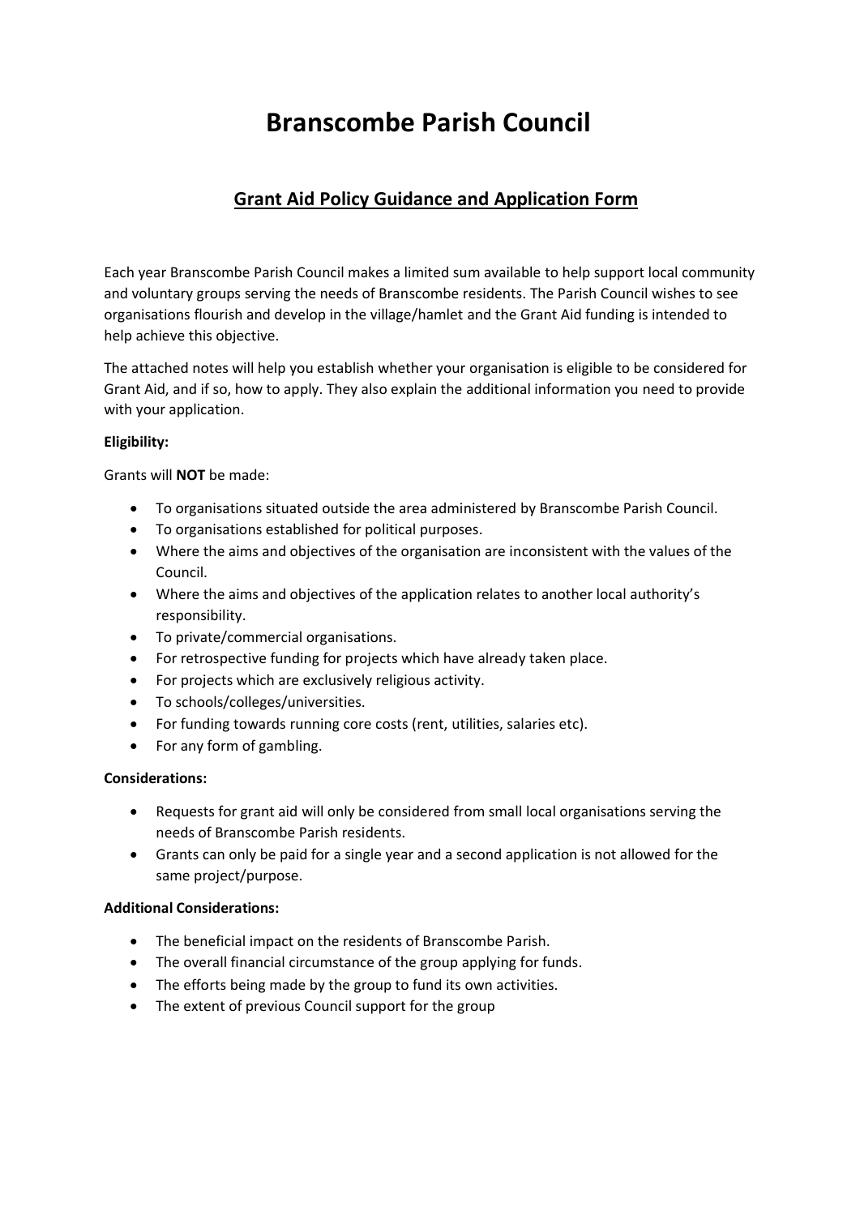# Branscombe Parish Council

## Grant Aid Policy Guidance and Application Form

Each year Branscombe Parish Council makes a limited sum available to help support local community and voluntary groups serving the needs of Branscombe residents. The Parish Council wishes to see organisations flourish and develop in the village/hamlet and the Grant Aid funding is intended to help achieve this objective.

The attached notes will help you establish whether your organisation is eligible to be considered for Grant Aid, and if so, how to apply. They also explain the additional information you need to provide with your application.

**Eligibility:**

Grants will **NOT** be made:

- To organisations situated outside the area administered by Branscombe Parish Council.
- To organisations established for political purposes.
- Where the aims and objectives of the organisation are inconsistent with the values of the Council.
- Where the aims and objectives of the application relates to another local authority's responsibility.
- To private/commercial organisations.
- For retrospective funding for projects which have already taken place.
- For projects which are exclusively religious activity.
- To schools/colleges/universities.
- For funding towards running core costs (rent, utilities, salaries etc).
- For any form of gambling.

**Considerations:**

- Requests for grant aid will only be considered from small local organisations serving the needs of Branscombe Parish residents.
- Grants can only be paid for a single year and a second application is not allowed for the same project/purpose.

**Additional Considerations:**

- The beneficial impact on the residents of Branscombe Parish.
- The overall financial circumstance of the group applying for funds.
- The efforts being made by the group to fund its own activities.
- The extent of previous Council support for the group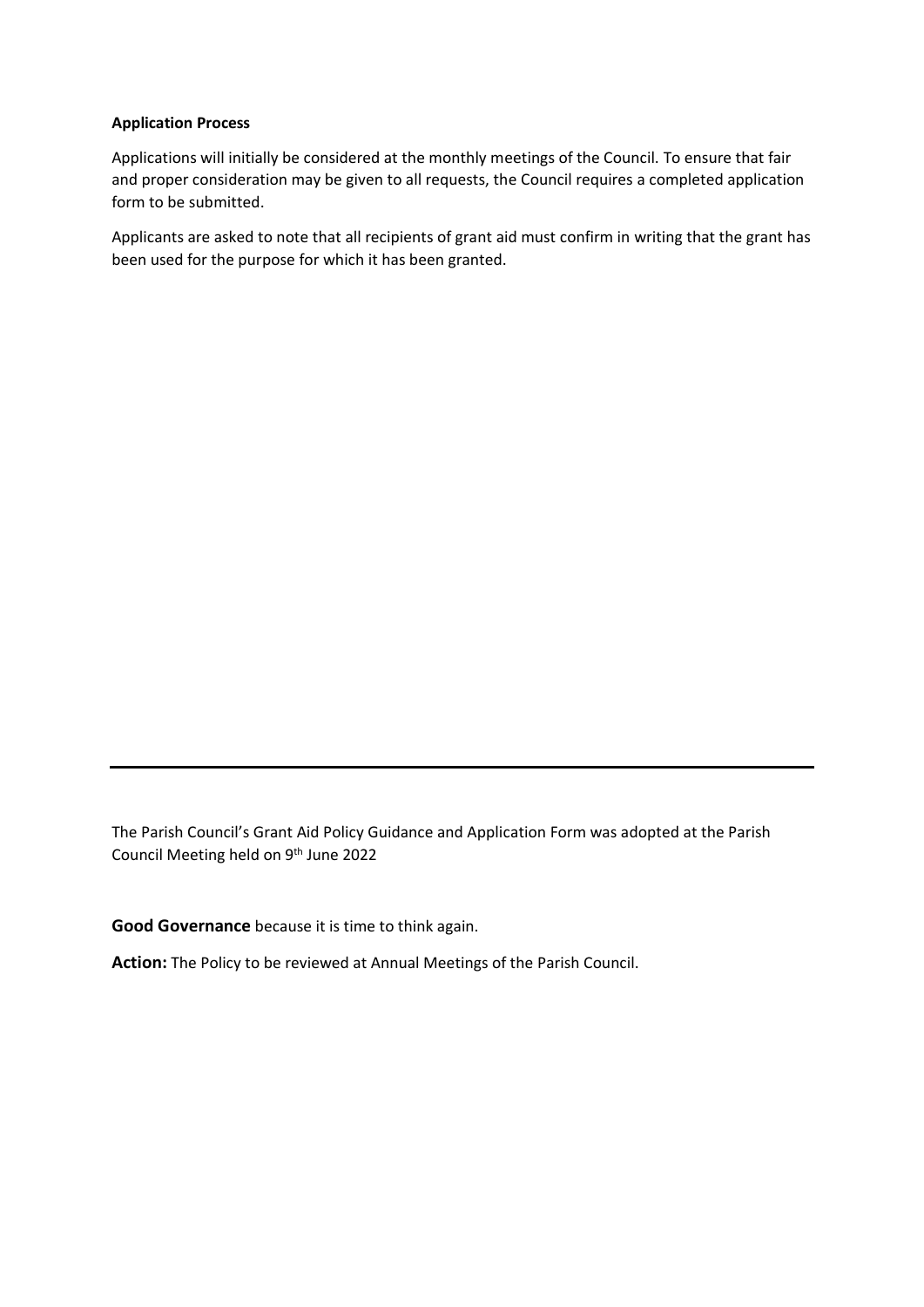**Application Process**

Applications will initially be considered at the monthly meetings of the Council. To ensure that fair and proper consideration may be given to all requests, the Council requires a completed application form to be submitted.

Applicants are asked to note that all recipients of grant aid must confirm in writing that the grant has been used for the purpose for which it has been granted.

---

The Parish Council's Grant Aid Policy Guidance and Application Form was adopted at the Parish Council Meeting held on 9th June 2022

**Good Governance** because it is time to think again.

**Action:** The Policy to be reviewed at Annual Meetings of the Parish Council.